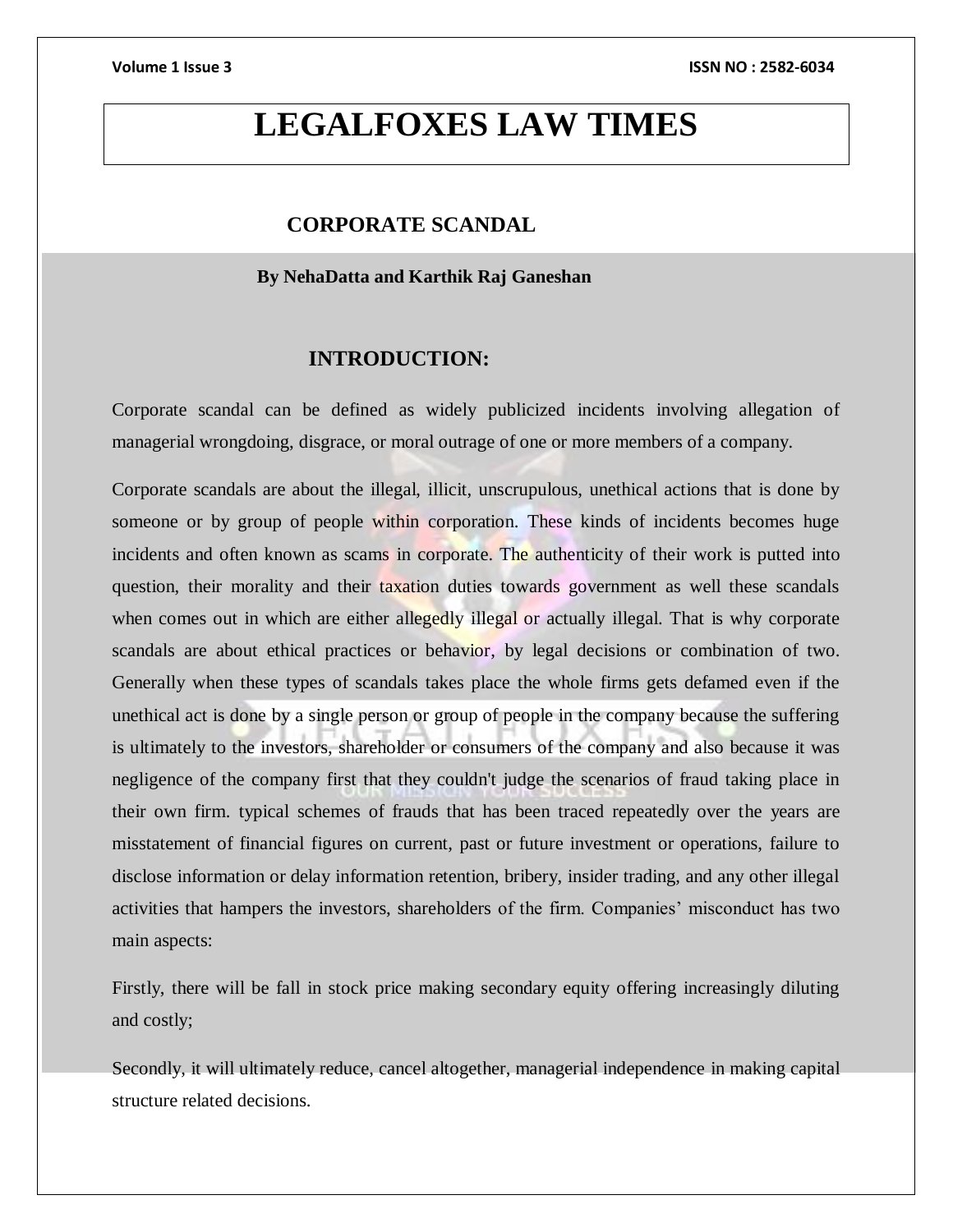# LEGALFOXES LAW TIMES

## CORPORATE SCANDAL

**By NehaDatta and Karthik Raj Ganeshan**

### INTRODUCTION:

Corporate scandal can be defined as widely publicized incidents involving allegation of managerial wrongdoing, disgrace, or moral outrage of one or more members of a company.

Corporate scandals are about the illegal, illicit, unscrupulous, unethical actions that is done by someone or by group of people within corporation. These kinds of incidents becomes huge incidents and often known as scams in corporate. The authenticity of their work is putted into question, their morality and their taxation duties towards government as well these scandals when comes out in which are either allegedly illegal or actually illegal. That is why corporate scandals are about ethical practices or behavior, by legal decisions or combination of two. Generally when these types of scandals takes place the whole firms gets defamed even if the unethical act is done by a single person or group of people in the company because the suffering is ultimately to the investors, shareholder or consumers of the company and also because it was negligence of the company first that they couldn't judge the scenarios of fraud taking place in their own firm. typical schemes of frauds that has been traced repeatedly over the years are misstatement of financial figures on current, past or future investment or operations, failure to disclose information or delay information retention, bribery, insider trading, and any other illegal activities that hampers the investors, shareholders of the firm. Companies' misconduct has two main aspects:

Firstly, there will be fall in stock price making secondary equity offering increasingly diluting and costly;

Secondly, it will ultimately reduce, cancel altogether, managerial independence in making capital structure related decisions.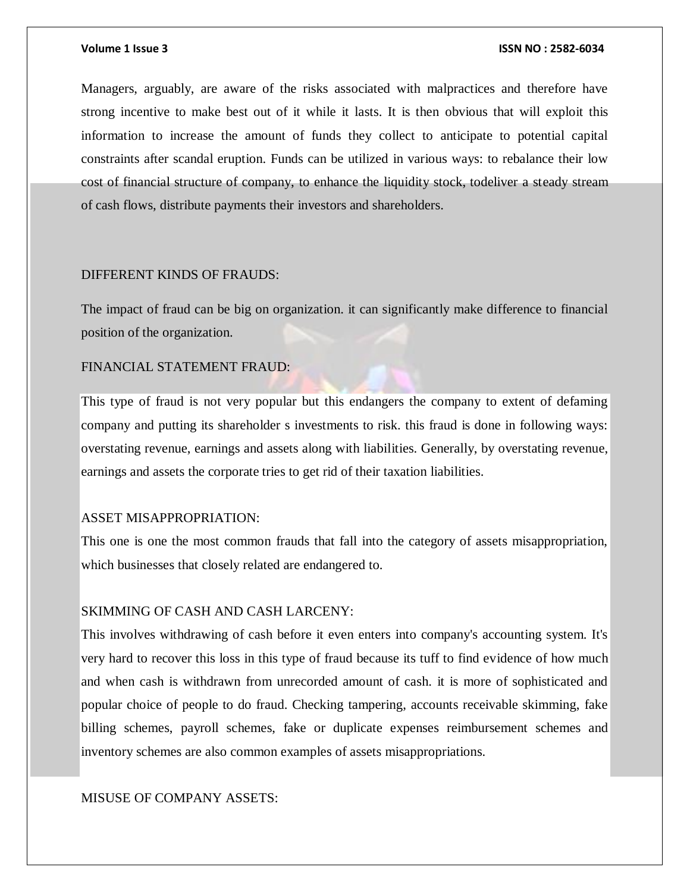Managers, arguably, are aware of the risks associated with malpractices and therefore have strong incentive to make best out of it while it lasts. It is then obvious that will exploit this information to increase the amount of funds they collect to anticipate to potential capital constraints after scandal eruption. Funds can be utilized in various ways: to rebalance their low cost of financial structure of company, to enhance the liquidity stock, todeliver a steady stream of cash flows, distribute payments their investors and shareholders.

DIFFERENT KINDS OF FRAUDS:

The impact of fraud can be big on organization. it can significantly make difference to financial position of the organization.

FINANCIAL STATEMENT FRAUD:

This type of fraud is not very popular but this endangers the company to extent of defaming company and putting its shareholder s investments to risk. this fraud is done in following ways: overstating revenue, earnings and assets along with liabilities. Generally, by overstating revenue, earnings and assets the corporate tries to get rid of their taxation liabilities.

ASSET MISAPPROPRIATION:

This one is one the most common frauds that fall into the category of assets misappropriation, which businesses that closely related are endangered to.

SKIMMING OF CASH AND CASH LARCENY:

This involves withdrawing of cash before it even enters into company's accounting system. It's very hard to recover this loss in this type of fraud because its tuff to find evidence of how much and when cash is withdrawn from unrecorded amount of cash. it is more of sophisticated and popular choice of people to do fraud. Checking tampering, accounts receivable skimming, fake billing schemes, payroll schemes, fake or duplicate expenses reimbursement schemes and inventory schemes are also common examples of assets misappropriations.

MISUSE OF COMPANY ASSETS: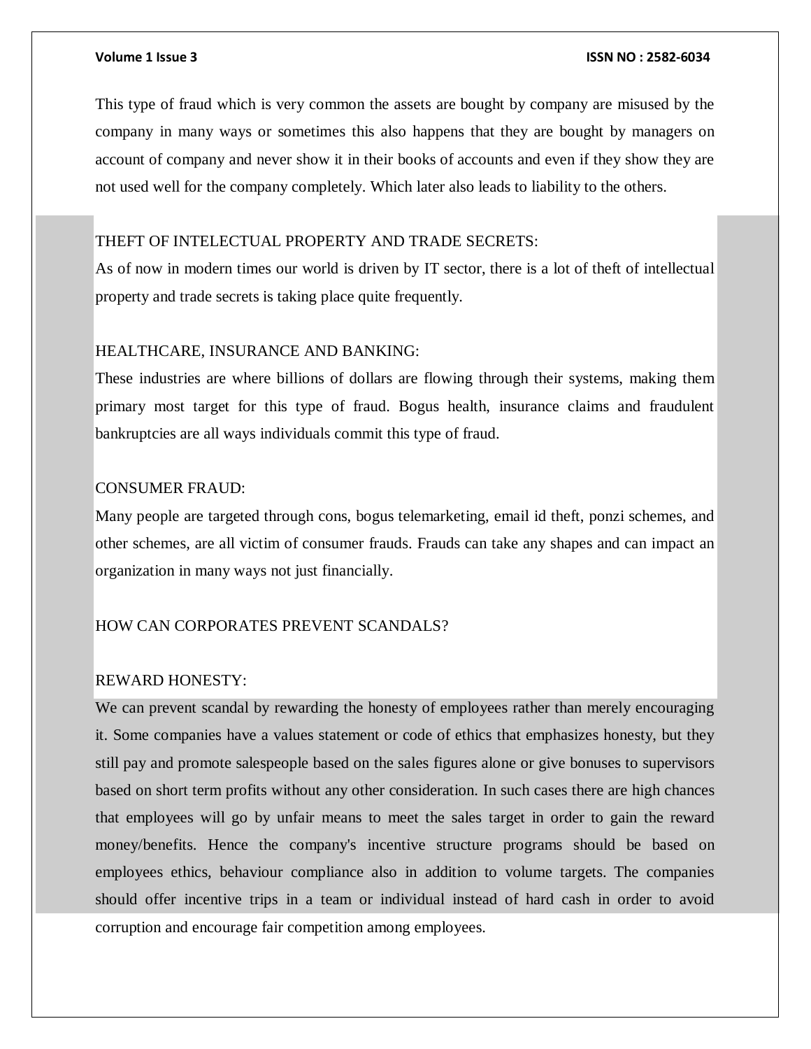This type of fraud which is very common the assets are bought by company are misused by the company in many ways or sometimes this also happens that they are bought by managers on account of company and never show it in their books of accounts and even if they show they are not used well for the company completely. Which later also leads to liability to the others.

## THEFT OF INTELECTUAL PROPERTY AND TRADE SECRETS:

As of now in modern times our world is driven by IT sector, there is a lot of theft of intellectual property and trade secrets is taking place quite frequently.

## HEALTHCARE, INSURANCE AND BANKING:

These industries are where billions of dollars are flowing through their systems, making them primary most target for this type of fraud. Bogus health, insurance claims and fraudulent bankruptcies are all ways individuals commit this type of fraud.

## CONSUMER FRAUD:

Many people are targeted through cons, bogus telemarketing, email id theft, ponzi schemes, and other schemes, are all victim of consumer frauds. Frauds can take any shapes and can impact an organization in many ways not just financially.

## HOW CAN CORPORATES PREVENT SCANDALS?

### REWARD HONESTY:

We can prevent scandal by rewarding the honesty of employees rather than merely encouraging it. Some companies have a values statement or code of ethics that emphasizes honesty, but they still pay and promote salespeople based on the sales figures alone or give bonuses to supervisors based on short term profits without any other consideration. In such cases there are high chances that employees will go by unfair means to meet the sales target in order to gain the reward money/benefits. Hence the company's incentive structure programs should be based on employees ethics, behaviour compliance also in addition to volume targets. The companies should offer incentive trips in a team or individual instead of hard cash in order to avoid corruption and encourage fair competition among employees.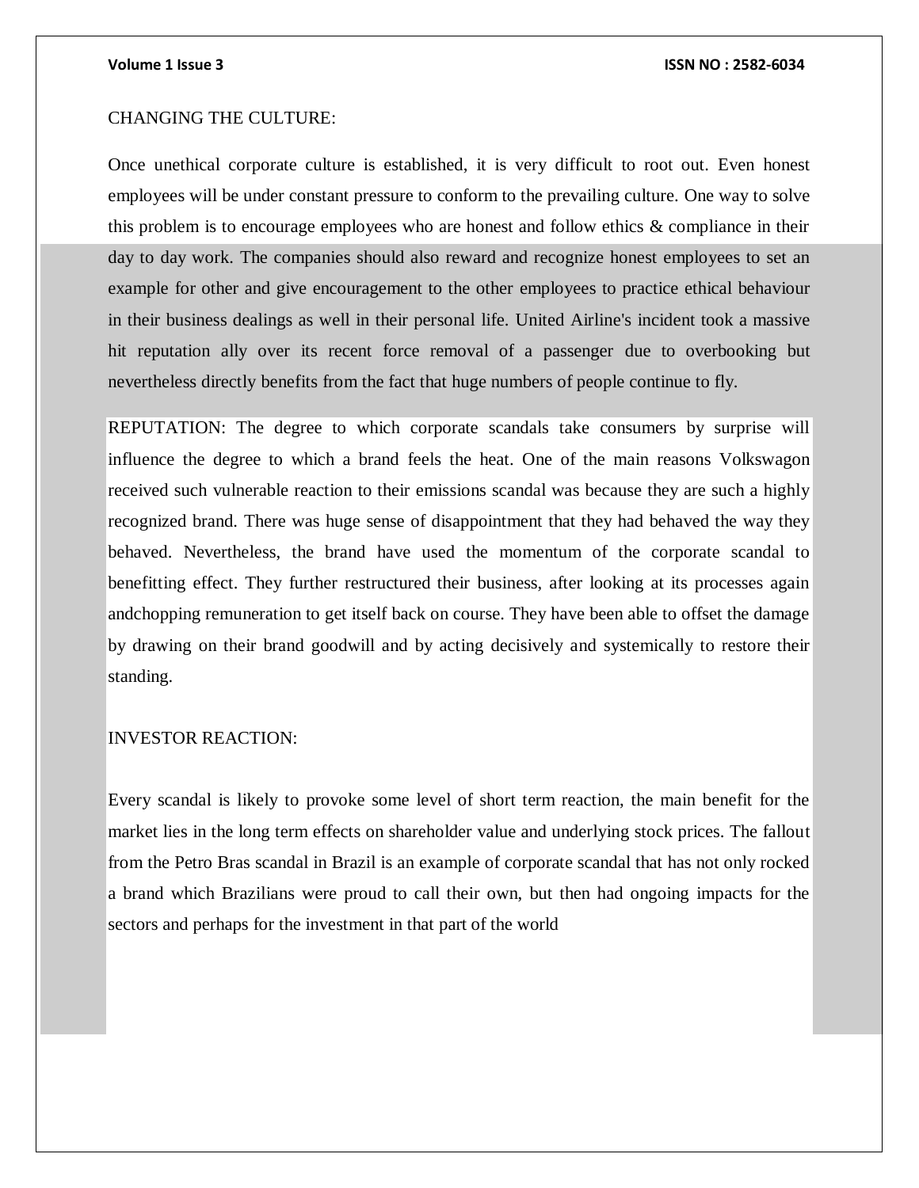CHANGING THE CULTURE:

Once unethical corporate culture is established, it is very difficult to root out. Even honest employees will be under constant pressure to conform to the prevailing culture. One way to solve this problem is to encourage employees who are honest and follow ethics & compliance in their day to day work. The companies should also reward and recognize honest employees to set an example for other and give encouragement to the other employees to practice ethical behaviour in their business dealings as well in their personal life. United Airline's incident took a massive hit reputation ally over its recent force removal of a passenger due to overbooking but nevertheless directly benefits from the fact that huge numbers of people continue to fly.

REPUTATION: The degree to which corporate scandals take consumers by surprise will influence the degree to which a brand feels the heat. One of the main reasons Volkswagon received such vulnerable reaction to their emissions scandal was because they are such a highly recognized brand. There was huge sense of disappointment that they had behaved the way they behaved. Nevertheless, the brand have used the momentum of the corporate scandal to benefitting effect. They further restructured their business, after looking at its processes again andchopping remuneration to get itself back on course. They have been able to offset the damage by drawing on their brand goodwill and by acting decisively and systemically to restore their standing.

INVESTOR REACTION:

Every scandal is likely to provoke some level of short term reaction, the main benefit for the market lies in the long term effects on shareholder value and underlying stock prices. The fallout from the Petro Bras scandal in Brazil is an example of corporate scandal that has not only rocked a brand which Brazilians were proud to call their own, but then had ongoing impacts for the sectors and perhaps for the investment in that part of the world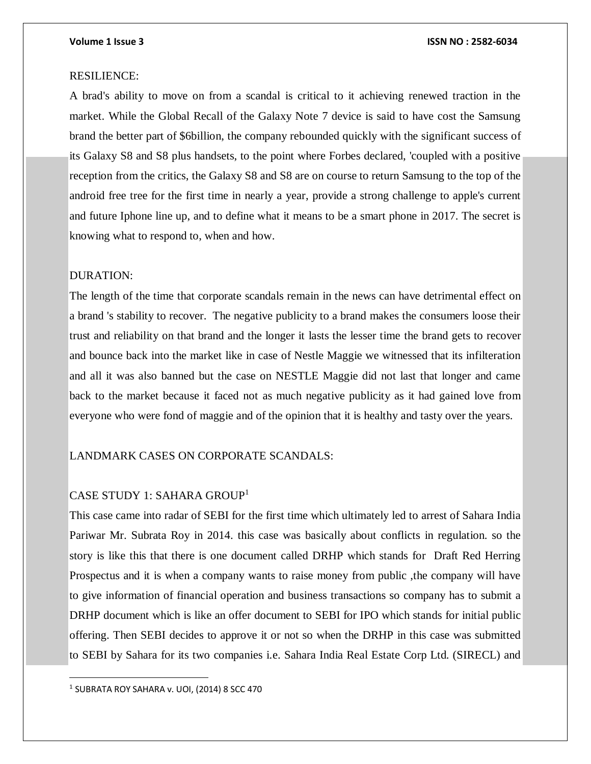RESILIENCE:

A brad's ability to move on from a scandal is critical to it achieving renewed traction in the market. While the Global Recall of the Galaxy Note 7 device is said to have cost the Samsung brand the better part of $6billion, the company rebounded quickly with the significant success of its Galaxy S8 and S8 plus handsets, to the point where Forbes declared, 'coupled with a positive reception from the critics, the Galaxy S8 and S8 are on course to return Samsung to the top of the android free tree for the first time in nearly a year, provide a strong challenge to apple's current and future Iphone line up, and to define what it means to be a smart phone in 2017. The secret is knowing what to respond to, when and how.

DURATION:

The length of the time that corporate scandals remain in the news can have detrimental effect on a brand 's stability to recover. The negative publicity to a brand makes the consumers loose their trust and reliability on that brand and the longer it lasts the lesser time the brand gets to recover and bounce back into the market like in case of Nestle Maggie we witnessed that its infilteration and all it was also banned but the case on NESTLE Maggie did not last that longer and came back to the market because it faced not as much negative publicity as it had gained love from everyone who were fond of maggie and of the opinion that it is healthy and tasty over the years.

LANDMARK CASES ON CORPORATE SCANDALS:

CASE STUDY 1: SAHARA GROUP[1]

This case came into radar of SEBI for the first time which ultimately led to arrest of Sahara India Pariwar Mr. Subrata Roy in 2014. this case was basically about conflicts in regulation. so the story is like this that there is one document called DRHP which stands for Draft Red Herring Prospectus and it is when a company wants to raise money from public ,the company will have to give information of financial operation and business transactions so company has to submit a DRHP document which is like an offer document to SEBI for IPO which stands for initial public offering. Then SEBI decides to approve it or not so when the DRHP in this case was submitted to SEBI by Sahara for its two companies i.e. Sahara India Real Estate Corp Ltd. (SIRECL) and

---

[1] SUBRATA ROY SAHARA v. UOI, (2014) 8 SCC 470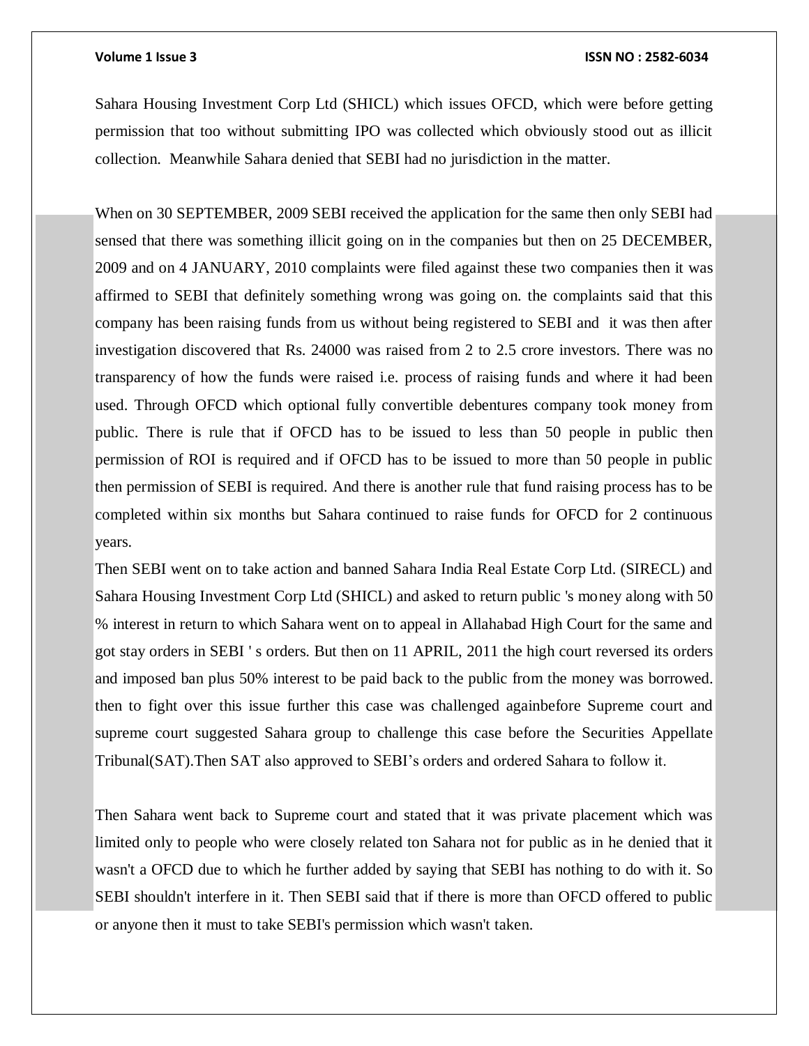Sahara Housing Investment Corp Ltd (SHICL) which issues OFCD, which were before getting permission that too without submitting IPO was collected which obviously stood out as illicit collection. Meanwhile Sahara denied that SEBI had no jurisdiction in the matter.

When on 30 SEPTEMBER, 2009 SEBI received the application for the same then only SEBI had sensed that there was something illicit going on in the companies but then on 25 DECEMBER, 2009 and on 4 JANUARY, 2010 complaints were filed against these two companies then it was affirmed to SEBI that definitely something wrong was going on. the complaints said that this company has been raising funds from us without being registered to SEBI and it was then after investigation discovered that Rs. 24000 was raised from 2 to 2.5 crore investors. There was no transparency of how the funds were raised i.e. process of raising funds and where it had been used. Through OFCD which optional fully convertible debentures company took money from public. There is rule that if OFCD has to be issued to less than 50 people in public then permission of ROI is required and if OFCD has to be issued to more than 50 people in public then permission of SEBI is required. And there is another rule that fund raising process has to be completed within six months but Sahara continued to raise funds for OFCD for 2 continuous years.

Then SEBI went on to take action and banned Sahara India Real Estate Corp Ltd. (SIRECL) and Sahara Housing Investment Corp Ltd (SHICL) and asked to return public 's money along with 50 % interest in return to which Sahara went on to appeal in Allahabad High Court for the same and got stay orders in SEBI ' s orders. But then on 11 APRIL, 2011 the high court reversed its orders and imposed ban plus 50% interest to be paid back to the public from the money was borrowed. then to fight over this issue further this case was challenged againbefore Supreme court and supreme court suggested Sahara group to challenge this case before the Securities Appellate Tribunal(SAT).Then SAT also approved to SEBI's orders and ordered Sahara to follow it.

Then Sahara went back to Supreme court and stated that it was private placement which was limited only to people who were closely related ton Sahara not for public as in he denied that it wasn't a OFCD due to which he further added by saying that SEBI has nothing to do with it. So SEBI shouldn't interfere in it. Then SEBI said that if there is more than OFCD offered to public or anyone then it must to take SEBI's permission which wasn't taken.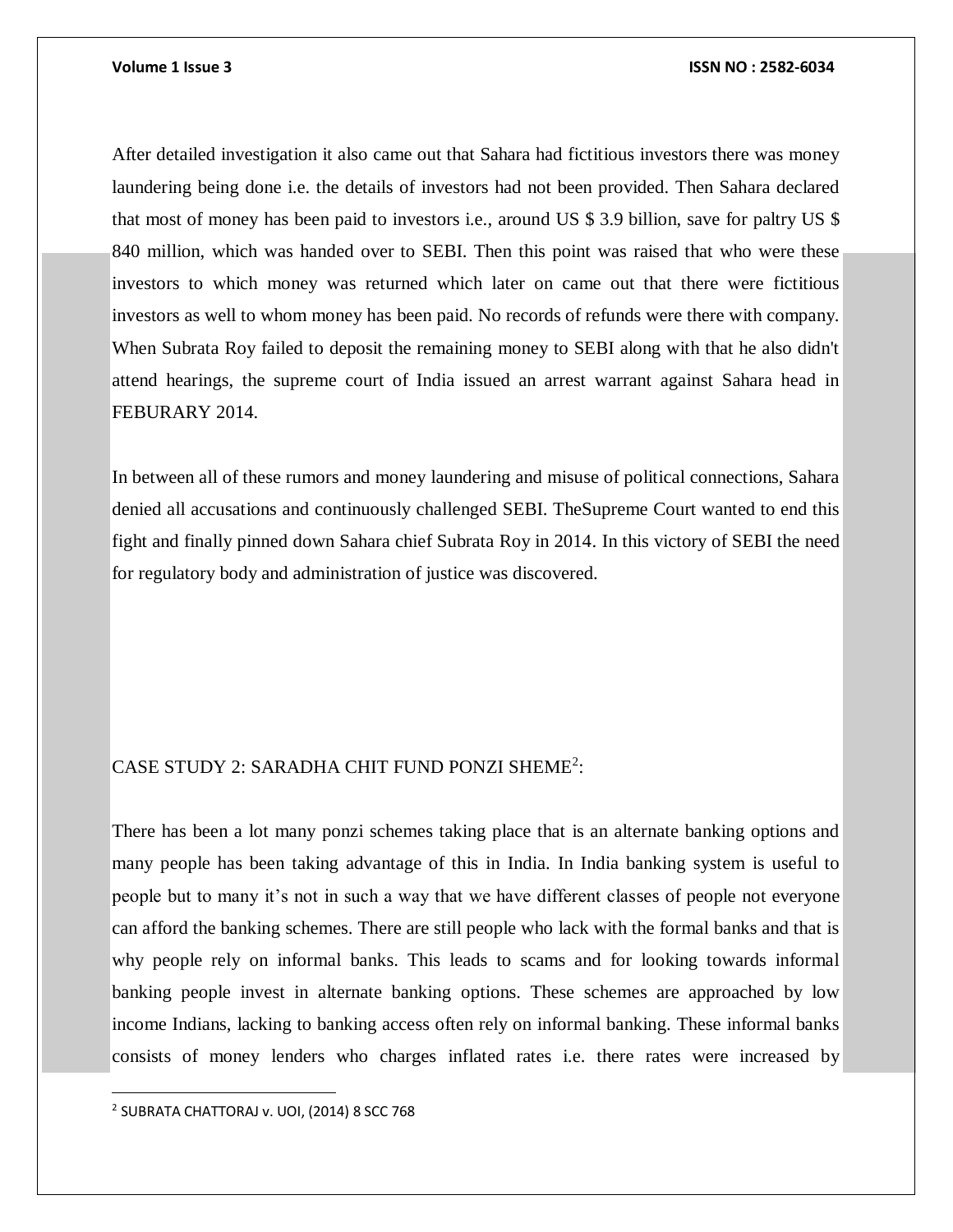After detailed investigation it also came out that Sahara had fictitious investors there was money laundering being done i.e. the details of investors had not been provided. Then Sahara declared that most of money has been paid to investors i.e., around US $ 3.9 billion, save for paltry US $ 840 million, which was handed over to SEBI. Then this point was raised that who were these investors to which money was returned which later on came out that there were fictitious investors as well to whom money has been paid. No records of refunds were there with company. When Subrata Roy failed to deposit the remaining money to SEBI along with that he also didn't attend hearings, the supreme court of India issued an arrest warrant against Sahara head in FEBURARY 2014.

In between all of these rumors and money laundering and misuse of political connections, Sahara denied all accusations and continuously challenged SEBI. TheSupreme Court wanted to end this fight and finally pinned down Sahara chief Subrata Roy in 2014. In this victory of SEBI the need for regulatory body and administration of justice was discovered.

## CASE STUDY 2: SARADHA CHIT FUND PONZI SHEME[2]:

There has been a lot many ponzi schemes taking place that is an alternate banking options and many people has been taking advantage of this in India. In India banking system is useful to people but to many it's not in such a way that we have different classes of people not everyone can afford the banking schemes. There are still people who lack with the formal banks and that is why people rely on informal banks. This leads to scams and for looking towards informal banking people invest in alternate banking options. These schemes are approached by low income Indians, lacking to banking access often rely on informal banking. These informal banks consists of money lenders who charges inflated rates i.e. there rates were increased by

---

[2] SUBRATA CHATTORAJ v. UOI, (2014) 8 SCC 768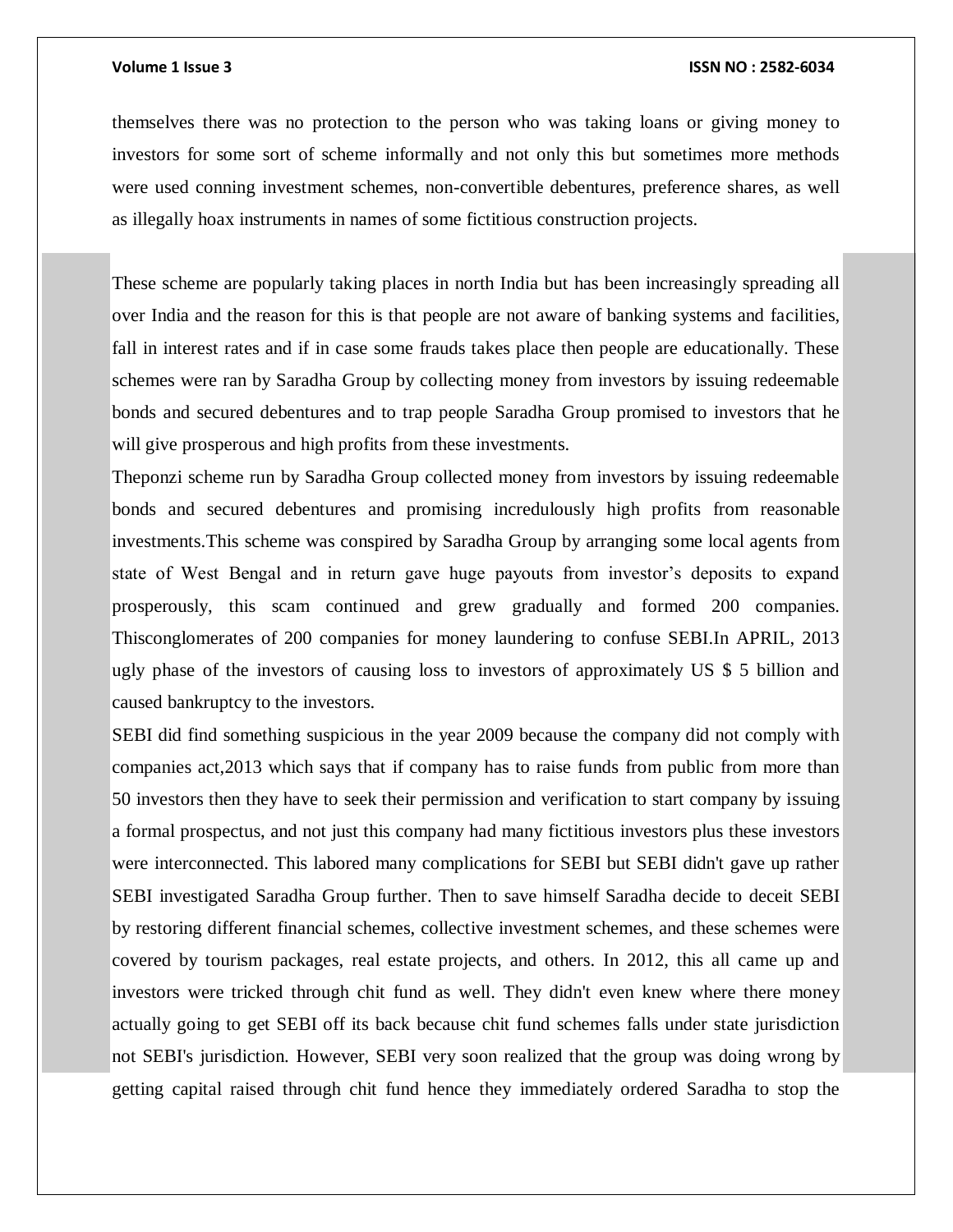themselves there was no protection to the person who was taking loans or giving money to investors for some sort of scheme informally and not only this but sometimes more methods were used conning investment schemes, non-convertible debentures, preference shares, as well as illegally hoax instruments in names of some fictitious construction projects.

These scheme are popularly taking places in north India but has been increasingly spreading all over India and the reason for this is that people are not aware of banking systems and facilities, fall in interest rates and if in case some frauds takes place then people are educationally. These schemes were ran by Saradha Group by collecting money from investors by issuing redeemable bonds and secured debentures and to trap people Saradha Group promised to investors that he will give prosperous and high profits from these investments.

Theponzi scheme run by Saradha Group collected money from investors by issuing redeemable bonds and secured debentures and promising incredulously high profits from reasonable investments.This scheme was conspired by Saradha Group by arranging some local agents from state of West Bengal and in return gave huge payouts from investor's deposits to expand prosperously, this scam continued and grew gradually and formed 200 companies. Thisconglomerates of 200 companies for money laundering to confuse SEBI.In APRIL, 2013 ugly phase of the investors of causing loss to investors of approximately US $ 5 billion and caused bankruptcy to the investors.

SEBI did find something suspicious in the year 2009 because the company did not comply with companies act,2013 which says that if company has to raise funds from public from more than 50 investors then they have to seek their permission and verification to start company by issuing a formal prospectus, and not just this company had many fictitious investors plus these investors were interconnected. This labored many complications for SEBI but SEBI didn't gave up rather SEBI investigated Saradha Group further. Then to save himself Saradha decide to deceit SEBI by restoring different financial schemes, collective investment schemes, and these schemes were covered by tourism packages, real estate projects, and others. In 2012, this all came up and investors were tricked through chit fund as well. They didn't even knew where there money actually going to get SEBI off its back because chit fund schemes falls under state jurisdiction not SEBI's jurisdiction. However, SEBI very soon realized that the group was doing wrong by getting capital raised through chit fund hence they immediately ordered Saradha to stop the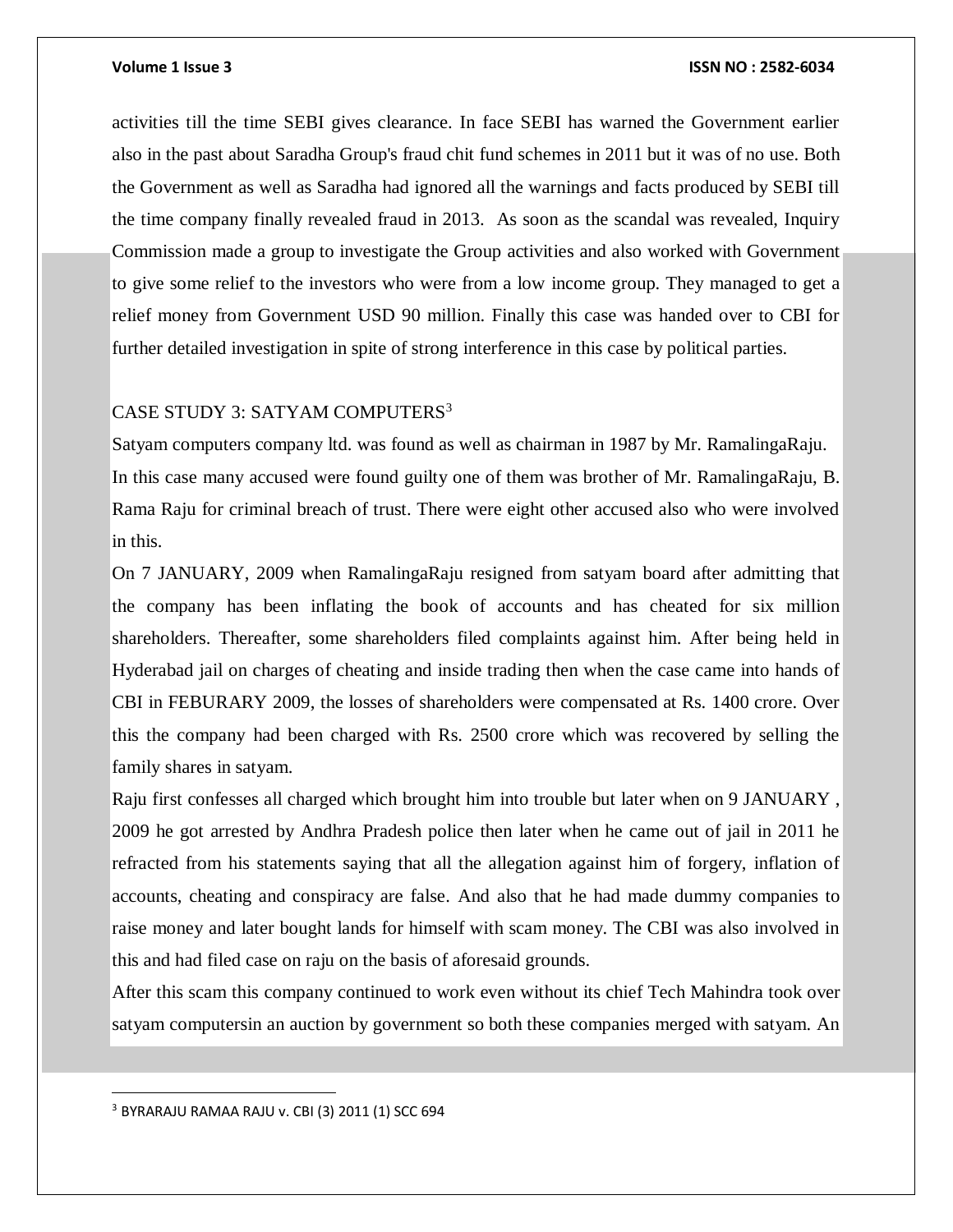activities till the time SEBI gives clearance. In face SEBI has warned the Government earlier also in the past about Saradha Group's fraud chit fund schemes in 2011 but it was of no use. Both the Government as well as Saradha had ignored all the warnings and facts produced by SEBI till the time company finally revealed fraud in 2013. As soon as the scandal was revealed, Inquiry Commission made a group to investigate the Group activities and also worked with Government to give some relief to the investors who were from a low income group. They managed to get a relief money from Government USD 90 million. Finally this case was handed over to CBI for further detailed investigation in spite of strong interference in this case by political parties.

## CASE STUDY 3: SATYAM COMPUTERS[3]

Satyam computers company ltd. was found as well as chairman in 1987 by Mr. RamalingaRaju. In this case many accused were found guilty one of them was brother of Mr. RamalingaRaju, B. Rama Raju for criminal breach of trust. There were eight other accused also who were involved in this.

On 7 JANUARY, 2009 when RamalingaRaju resigned from satyam board after admitting that the company has been inflating the book of accounts and has cheated for six million shareholders. Thereafter, some shareholders filed complaints against him. After being held in Hyderabad jail on charges of cheating and inside trading then when the case came into hands of CBI in FEBURARY 2009, the losses of shareholders were compensated at Rs. 1400 crore. Over this the company had been charged with Rs. 2500 crore which was recovered by selling the family shares in satyam.

Raju first confesses all charged which brought him into trouble but later when on 9 JANUARY , 2009 he got arrested by Andhra Pradesh police then later when he came out of jail in 2011 he refracted from his statements saying that all the allegation against him of forgery, inflation of accounts, cheating and conspiracy are false. And also that he had made dummy companies to raise money and later bought lands for himself with scam money. The CBI was also involved in this and had filed case on raju on the basis of aforesaid grounds.

After this scam this company continued to work even without its chief Tech Mahindra took over satyam computersin an auction by government so both these companies merged with satyam. An

---

[3] BYRARAJU RAMAA RAJU v. CBI (3) 2011 (1) SCC 694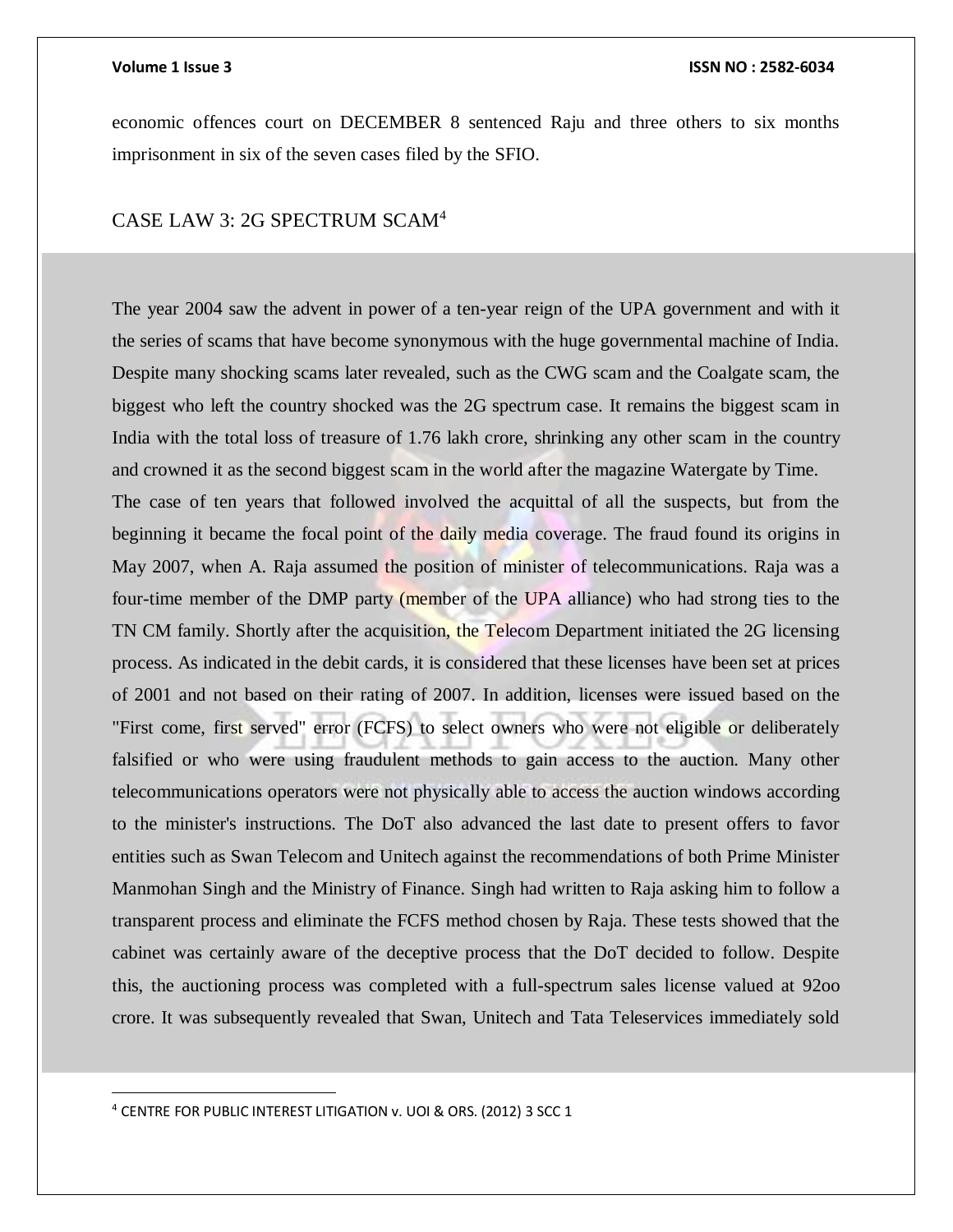economic offences court on DECEMBER 8 sentenced Raju and three others to six months imprisonment in six of the seven cases filed by the SFIO.

## CASE LAW 3: 2G SPECTRUM SCAM[4]

The year 2004 saw the advent in power of a ten-year reign of the UPA government and with it the series of scams that have become synonymous with the huge governmental machine of India. Despite many shocking scams later revealed, such as the CWG scam and the Coalgate scam, the biggest who left the country shocked was the 2G spectrum case. It remains the biggest scam in India with the total loss of treasure of 1.76 lakh crore, shrinking any other scam in the country and crowned it as the second biggest scam in the world after the magazine Watergate by Time.

The case of ten years that followed involved the acquittal of all the suspects, but from the beginning it became the focal point of the daily media coverage. The fraud found its origins in May 2007, when A. Raja assumed the position of minister of telecommunications. Raja was a four-time member of the DMP party (member of the UPA alliance) who had strong ties to the TN CM family. Shortly after the acquisition, the Telecom Department initiated the 2G licensing process. As indicated in the debit cards, it is considered that these licenses have been set at prices of 2001 and not based on their rating of 2007. In addition, licenses were issued based on the "First come, first served" error (FCFS) to select owners who were not eligible or deliberately falsified or who were using fraudulent methods to gain access to the auction. Many other telecommunications operators were not physically able to access the auction windows according to the minister's instructions. The DoT also advanced the last date to present offers to favor entities such as Swan Telecom and Unitech against the recommendations of both Prime Minister Manmohan Singh and the Ministry of Finance. Singh had written to Raja asking him to follow a transparent process and eliminate the FCFS method chosen by Raja. These tests showed that the cabinet was certainly aware of the deceptive process that the DoT decided to follow. Despite this, the auctioning process was completed with a full-spectrum sales license valued at 92oo crore. It was subsequently revealed that Swan, Unitech and Tata Teleservices immediately sold

---

[4] CENTRE FOR PUBLIC INTEREST LITIGATION v. UOI & ORS. (2012) 3 SCC 1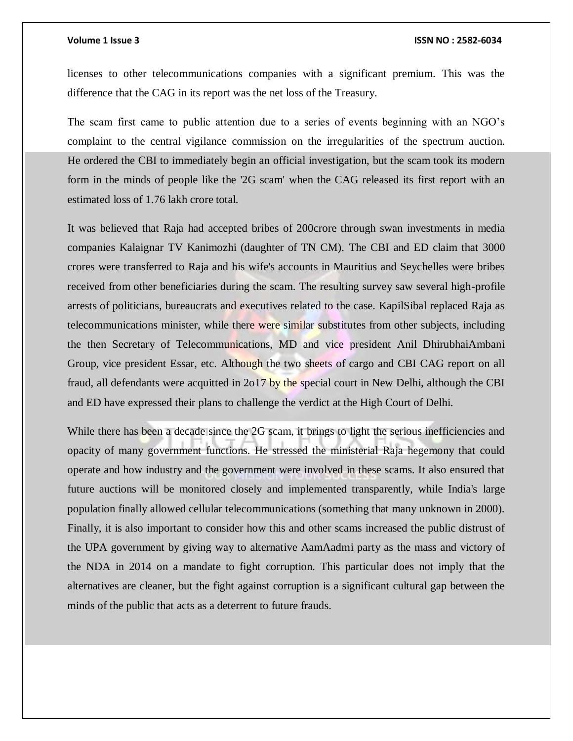licenses to other telecommunications companies with a significant premium. This was the difference that the CAG in its report was the net loss of the Treasury.

The scam first came to public attention due to a series of events beginning with an NGO's complaint to the central vigilance commission on the irregularities of the spectrum auction. He ordered the CBI to immediately begin an official investigation, but the scam took its modern form in the minds of people like the '2G scam' when the CAG released its first report with an estimated loss of 1.76 lakh crore total.

It was believed that Raja had accepted bribes of 200crore through swan investments in media companies Kalaignar TV Kanimozhi (daughter of TN CM). The CBI and ED claim that 3000 crores were transferred to Raja and his wife's accounts in Mauritius and Seychelles were bribes received from other beneficiaries during the scam. The resulting survey saw several high-profile arrests of politicians, bureaucrats and executives related to the case. KapilSibal replaced Raja as telecommunications minister, while there were similar substitutes from other subjects, including the then Secretary of Telecommunications, MD and vice president Anil DhirubhaiAmbani Group, vice president Essar, etc. Although the two sheets of cargo and CBI CAG report on all fraud, all defendants were acquitted in 2o17 by the special court in New Delhi, although the CBI and ED have expressed their plans to challenge the verdict at the High Court of Delhi.

While there has been a decade since the 2G scam, it brings to light the serious inefficiencies and opacity of many government functions. He stressed the ministerial Raja hegemony that could operate and how industry and the government were involved in these scams. It also ensured that future auctions will be monitored closely and implemented transparently, while India's large population finally allowed cellular telecommunications (something that many unknown in 2000). Finally, it is also important to consider how this and other scams increased the public distrust of the UPA government by giving way to alternative AamAadmi party as the mass and victory of the NDA in 2014 on a mandate to fight corruption. This particular does not imply that the alternatives are cleaner, but the fight against corruption is a significant cultural gap between the minds of the public that acts as a deterrent to future frauds.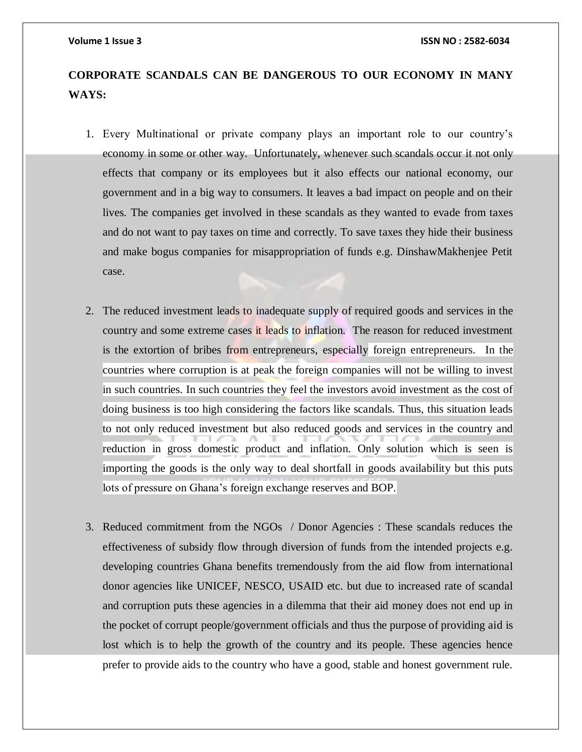**CORPORATE SCANDALS CAN BE DANGEROUS TO OUR ECONOMY IN MANY WAYS:**

1. Every Multinational or private company plays an important role to our country's economy in some or other way. Unfortunately, whenever such scandals occur it not only effects that company or its employees but it also effects our national economy, our government and in a big way to consumers. It leaves a bad impact on people and on their lives. The companies get involved in these scandals as they wanted to evade from taxes and do not want to pay taxes on time and correctly. To save taxes they hide their business and make bogus companies for misappropriation of funds e.g. DinshawMakhenjee Petit case.

2. The reduced investment leads to inadequate supply of required goods and services in the country and some extreme cases it leads to inflation. The reason for reduced investment is the extortion of bribes from entrepreneurs, especially foreign entrepreneurs. In the countries where corruption is at peak the foreign companies will not be willing to invest in such countries. In such countries they feel the investors avoid investment as the cost of doing business is too high considering the factors like scandals. Thus, this situation leads to not only reduced investment but also reduced goods and services in the country and reduction in gross domestic product and inflation. Only solution which is seen is importing the goods is the only way to deal shortfall in goods availability but this puts lots of pressure on Ghana's foreign exchange reserves and BOP.

3. Reduced commitment from the NGOs / Donor Agencies : These scandals reduces the effectiveness of subsidy flow through diversion of funds from the intended projects e.g. developing countries Ghana benefits tremendously from the aid flow from international donor agencies like UNICEF, NESCO, USAID etc. but due to increased rate of scandal and corruption puts these agencies in a dilemma that their aid money does not end up in the pocket of corrupt people/government officials and thus the purpose of providing aid is lost which is to help the growth of the country and its people. These agencies hence prefer to provide aids to the country who have a good, stable and honest government rule.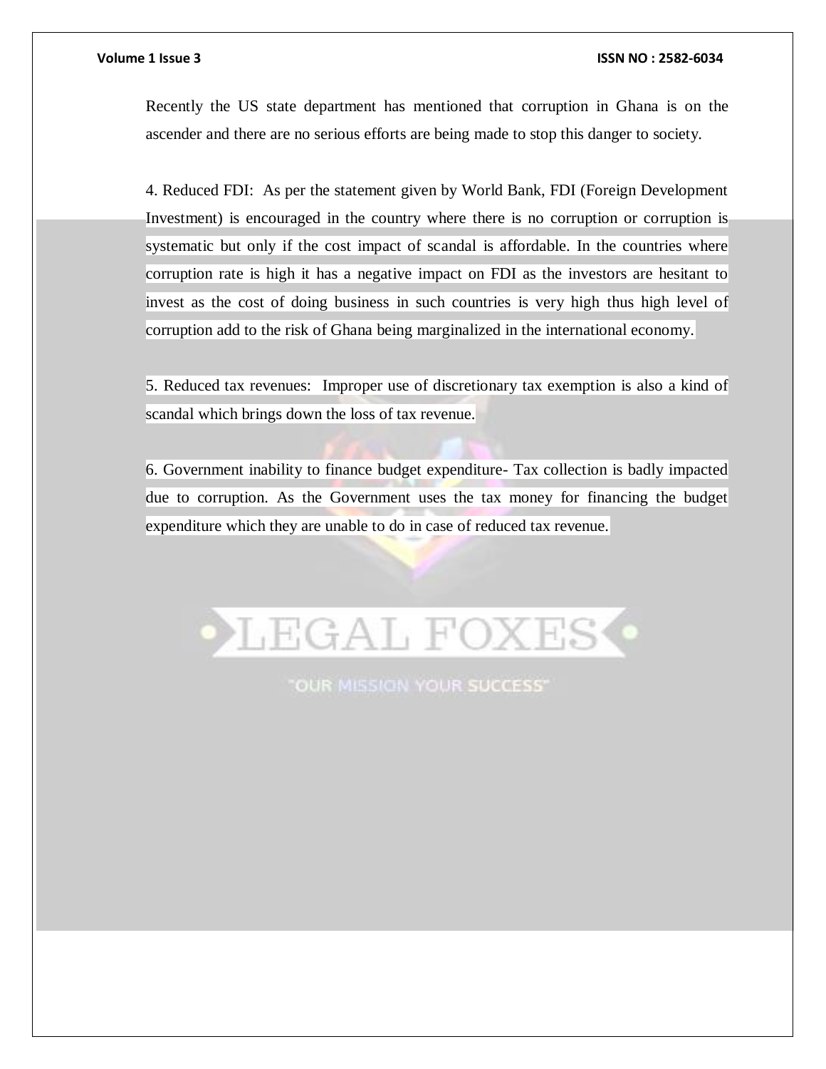Recently the US state department has mentioned that corruption in Ghana is on the ascender and there are no serious efforts are being made to stop this danger to society.

4. Reduced FDI: As per the statement given by World Bank, FDI (Foreign Development Investment) is encouraged in the country where there is no corruption or corruption is systematic but only if the cost impact of scandal is affordable. In the countries where corruption rate is high it has a negative impact on FDI as the investors are hesitant to invest as the cost of doing business in such countries is very high thus high level of corruption add to the risk of Ghana being marginalized in the international economy.

5. Reduced tax revenues: Improper use of discretionary tax exemption is also a kind of scandal which brings down the loss of tax revenue.

6. Government inability to finance budget expenditure- Tax collection is badly impacted due to corruption. As the Government uses the tax money for financing the budget expenditure which they are unable to do in case of reduced tax revenue.